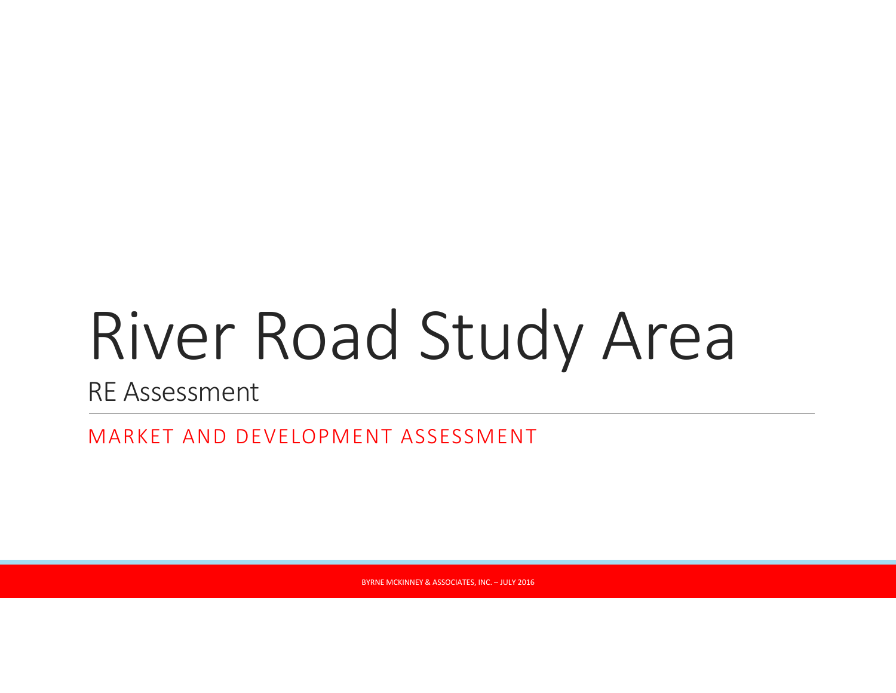# River Road Study Area

## RE Assessment

MARKET AND DEVELOPMENT ASSESSMENT

BYRNE MCKINNEY & ASSOCIATES, INC. – JULY 2016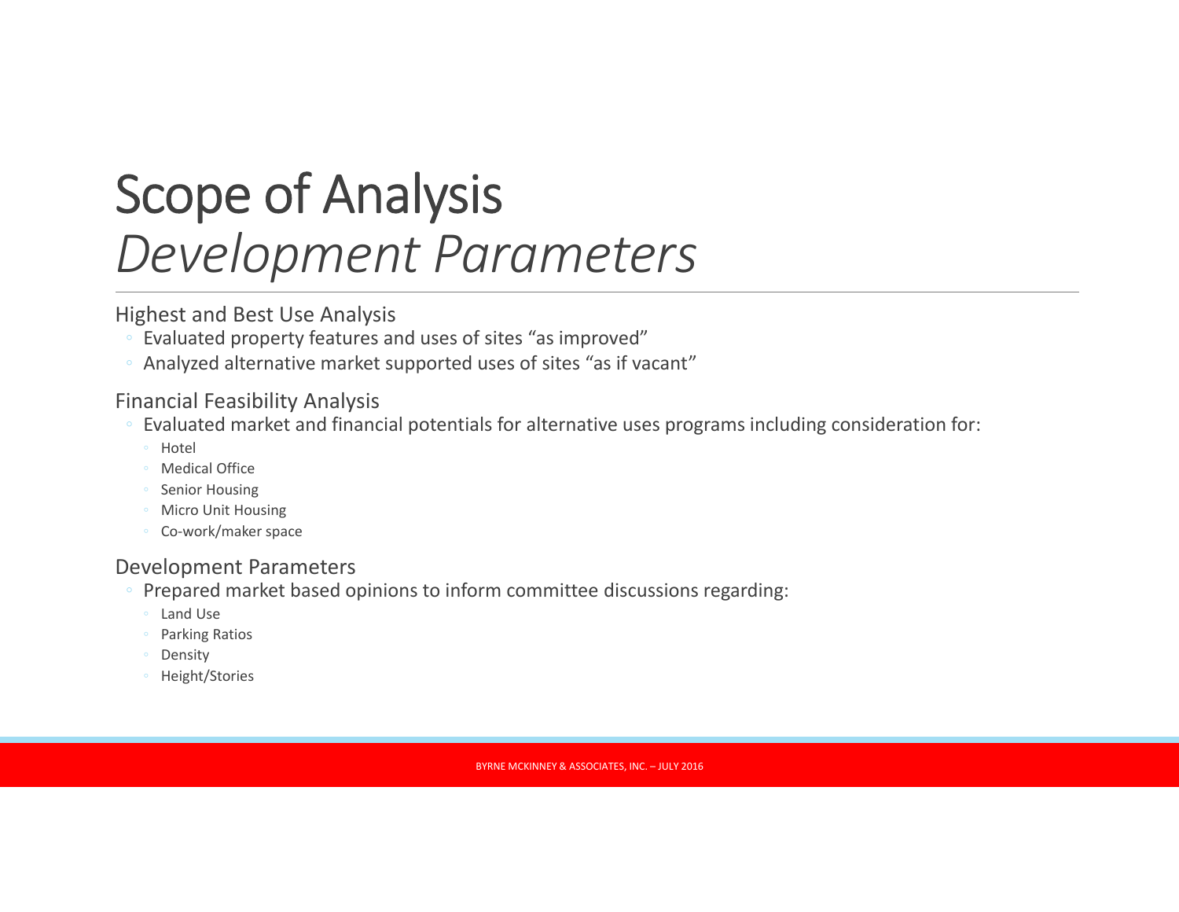# Scope of Analysis
## *Development Parameters*

Highest and Best Use Analysis

- Evaluated property features and uses of sites "as improved"
- Analyzed alternative market supported uses of sites "as if vacant"

Financial Feasibility Analysis

- Evaluated market and financial potentials for alternative uses programs including consideration for:
  - Hotel
  - Medical Office
  - Senior Housing
  - Micro Unit Housing
  - Co-work/maker space

Development Parameters

- Prepared market based opinions to inform committee discussions regarding:
  - Land Use
  - Parking Ratios
  - Density
  - Height/Stories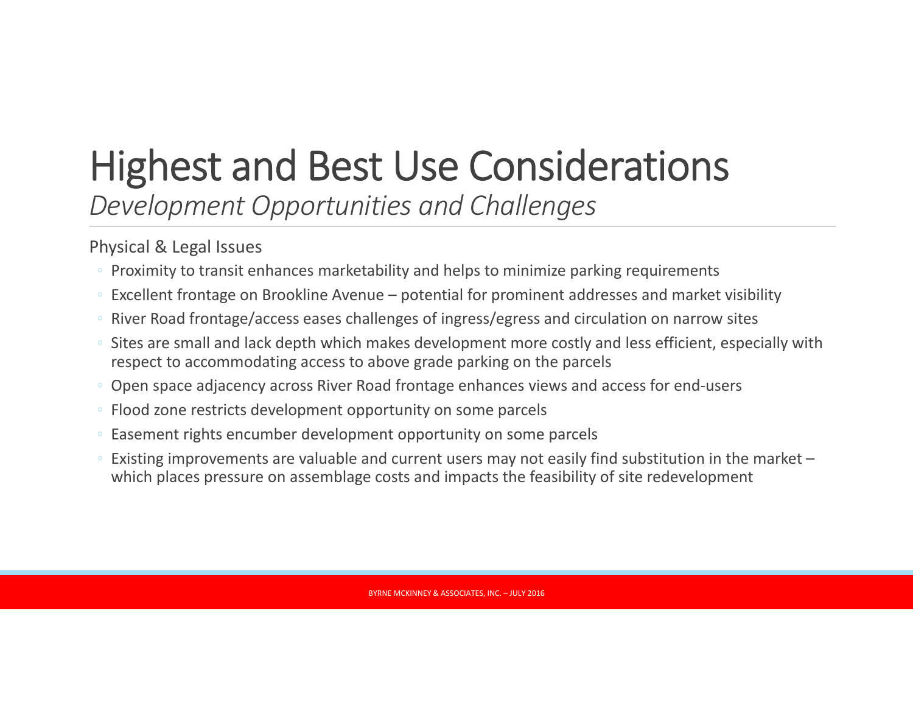# Highest and Best Use Considerations

*Development Opportunities and Challenges*

Physical & Legal Issues

- Proximity to transit enhances marketability and helps to minimize parking requirements
- Excellent frontage on Brookline Avenue – potential for prominent addresses and market visibility
- River Road frontage/access eases challenges of ingress/egress and circulation on narrow sites
- Sites are small and lack depth which makes development more costly and less efficient, especially with respect to accommodating access to above grade parking on the parcels
- Open space adjacency across River Road frontage enhances views and access for end-users
- Flood zone restricts development opportunity on some parcels
- Easement rights encumber development opportunity on some parcels
- Existing improvements are valuable and current users may not easily find substitution in the market – which places pressure on assemblage costs and impacts the feasibility of site redevelopment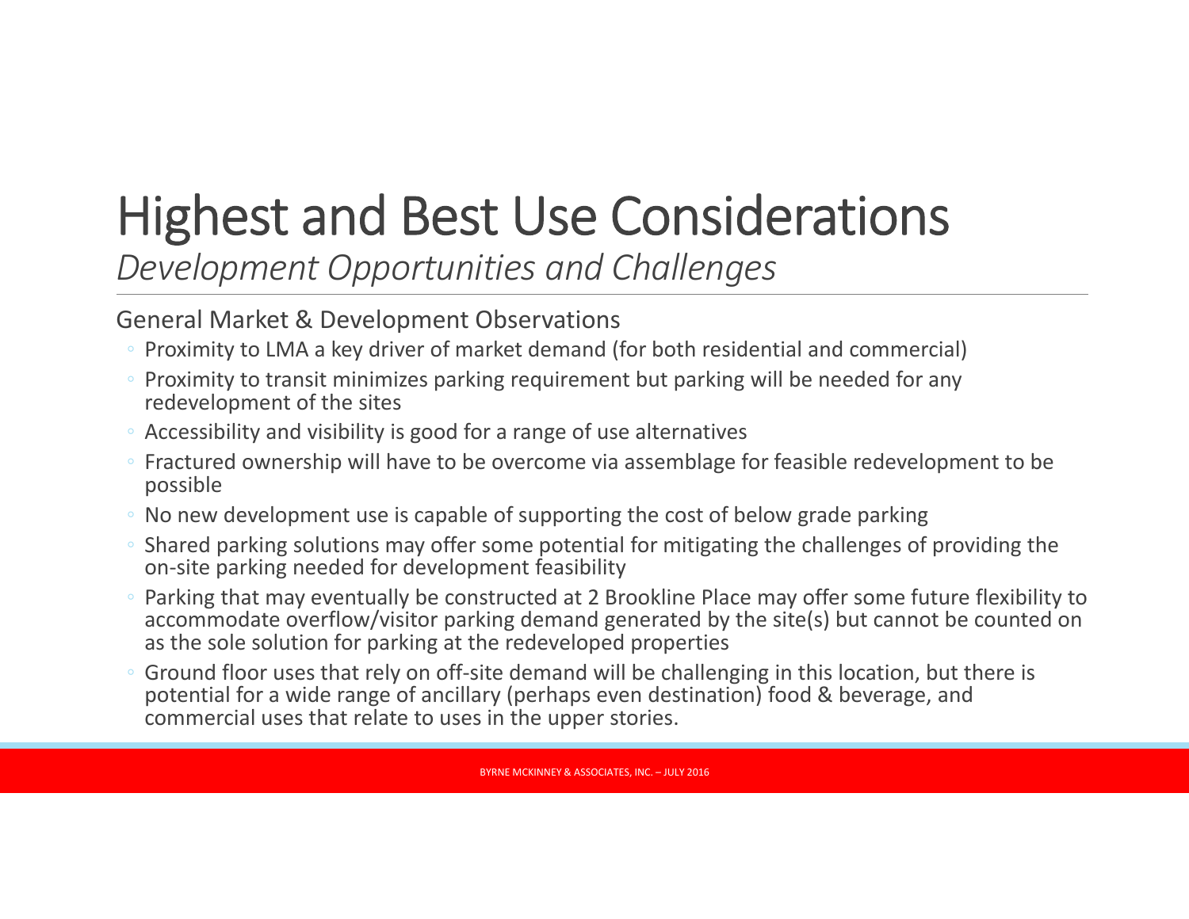# Highest and Best Use Considerations

*Development Opportunities and Challenges*

General Market & Development Observations

- Proximity to LMA a key driver of market demand (for both residential and commercial)
- Proximity to transit minimizes parking requirement but parking will be needed for any redevelopment of the sites
- Accessibility and visibility is good for a range of use alternatives
- Fractured ownership will have to be overcome via assemblage for feasible redevelopment to be possible
- No new development use is capable of supporting the cost of below grade parking
- Shared parking solutions may offer some potential for mitigating the challenges of providing the on-site parking needed for development feasibility
- Parking that may eventually be constructed at 2 Brookline Place may offer some future flexibility to accommodate overflow/visitor parking demand generated by the site(s) but cannot be counted on as the sole solution for parking at the redeveloped properties
- Ground floor uses that rely on off-site demand will be challenging in this location, but there is potential for a wide range of ancillary (perhaps even destination) food & beverage, and commercial uses that relate to uses in the upper stories.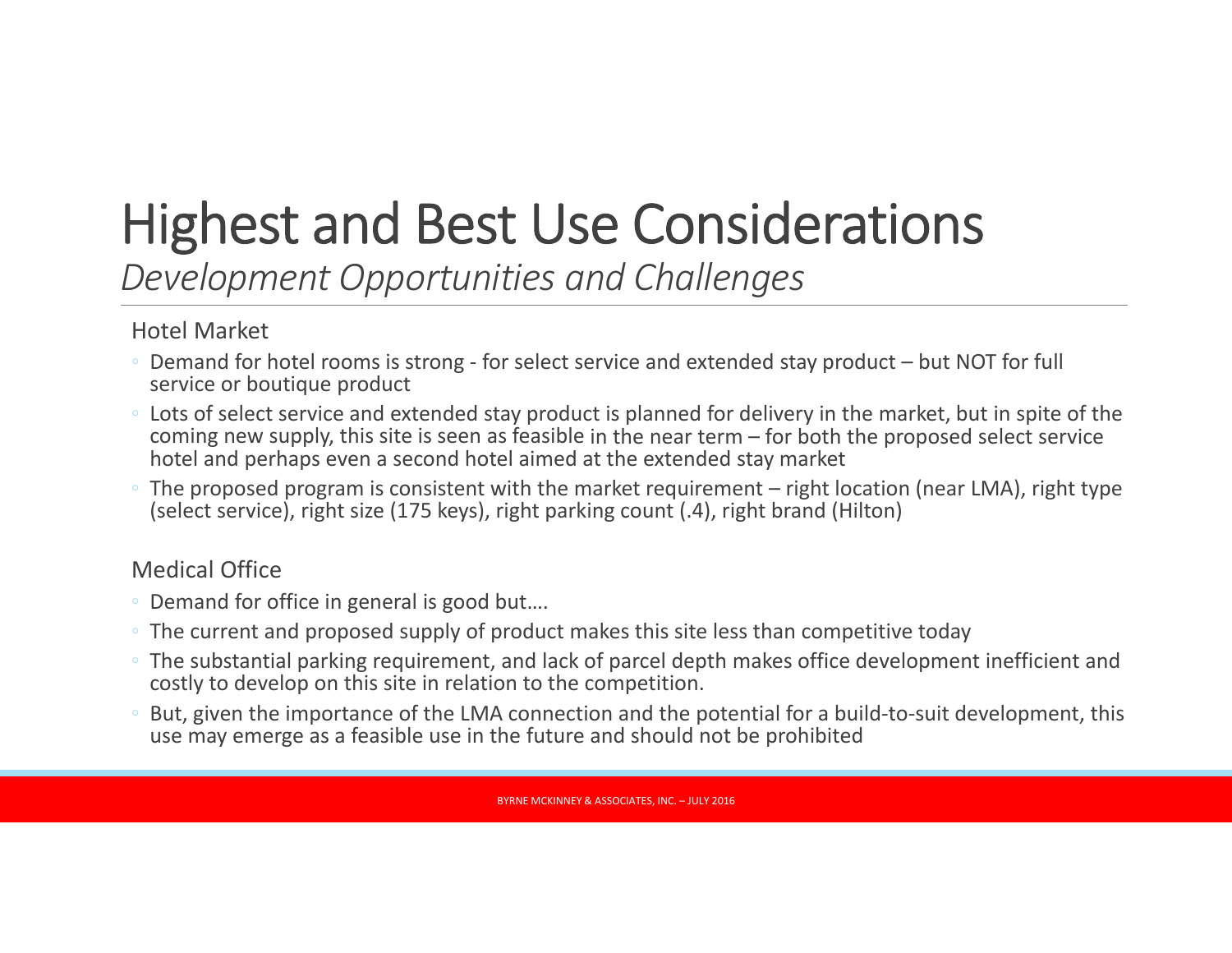# Highest and Best Use Considerations

*Development Opportunities and Challenges*

Hotel Market

- Demand for hotel rooms is strong - for select service and extended stay product – but NOT for full service or boutique product
- Lots of select service and extended stay product is planned for delivery in the market, but in spite of the coming new supply, this site is seen as feasible in the near term – for both the proposed select service hotel and perhaps even a second hotel aimed at the extended stay market
- The proposed program is consistent with the market requirement – right location (near LMA), right type (select service), right size (175 keys), right parking count (.4), right brand (Hilton)

Medical Office

- Demand for office in general is good but….
- The current and proposed supply of product makes this site less than competitive today
- The substantial parking requirement, and lack of parcel depth makes office development inefficient and costly to develop on this site in relation to the competition.
- But, given the importance of the LMA connection and the potential for a build-to-suit development, this use may emerge as a feasible use in the future and should not be prohibited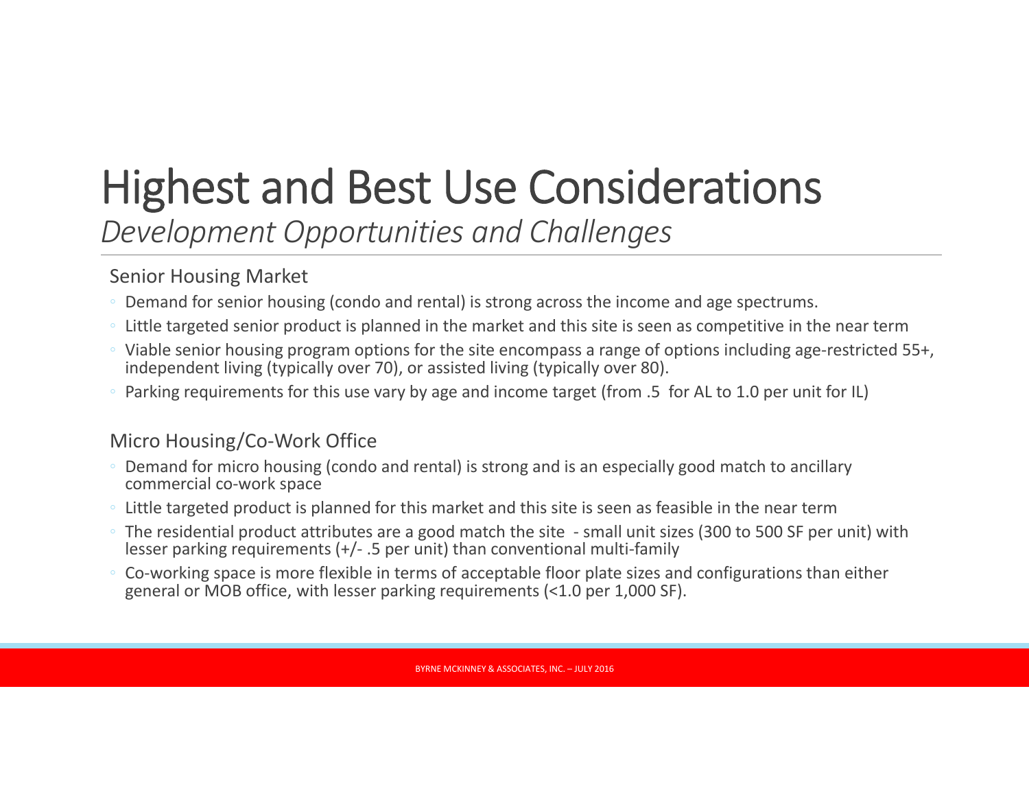# Highest and Best Use Considerations

*Development Opportunities and Challenges*

## Senior Housing Market

- Demand for senior housing (condo and rental) is strong across the income and age spectrums.
- Little targeted senior product is planned in the market and this site is seen as competitive in the near term
- Viable senior housing program options for the site encompass a range of options including age-restricted 55+, independent living (typically over 70), or assisted living (typically over 80).
- Parking requirements for this use vary by age and income target (from .5 for AL to 1.0 per unit for IL)

## Micro Housing/Co-Work Office

- Demand for micro housing (condo and rental) is strong and is an especially good match to ancillary commercial co-work space
- Little targeted product is planned for this market and this site is seen as feasible in the near term
- The residential product attributes are a good match the site - small unit sizes (300 to 500 SF per unit) with lesser parking requirements (+/- .5 per unit) than conventional multi-family
- Co-working space is more flexible in terms of acceptable floor plate sizes and configurations than either general or MOB office, with lesser parking requirements (<1.0 per 1,000 SF).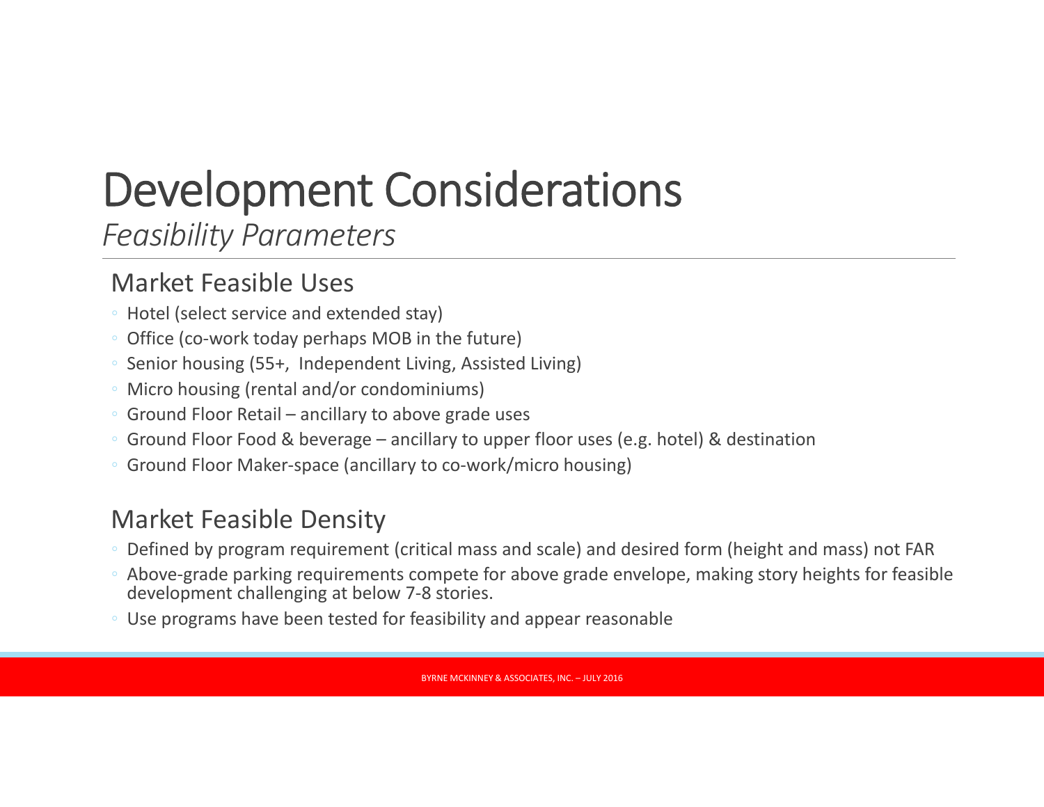# Development Considerations

*Feasibility Parameters*

## Market Feasible Uses

- Hotel (select service and extended stay)
- Office (co-work today perhaps MOB in the future)
- Senior housing (55+, Independent Living, Assisted Living)
- Micro housing (rental and/or condominiums)
- Ground Floor Retail – ancillary to above grade uses
- Ground Floor Food & beverage – ancillary to upper floor uses (e.g. hotel) & destination
- Ground Floor Maker-space (ancillary to co-work/micro housing)

## Market Feasible Density

- Defined by program requirement (critical mass and scale) and desired form (height and mass) not FAR
- Above-grade parking requirements compete for above grade envelope, making story heights for feasible development challenging at below 7-8 stories.
- Use programs have been tested for feasibility and appear reasonable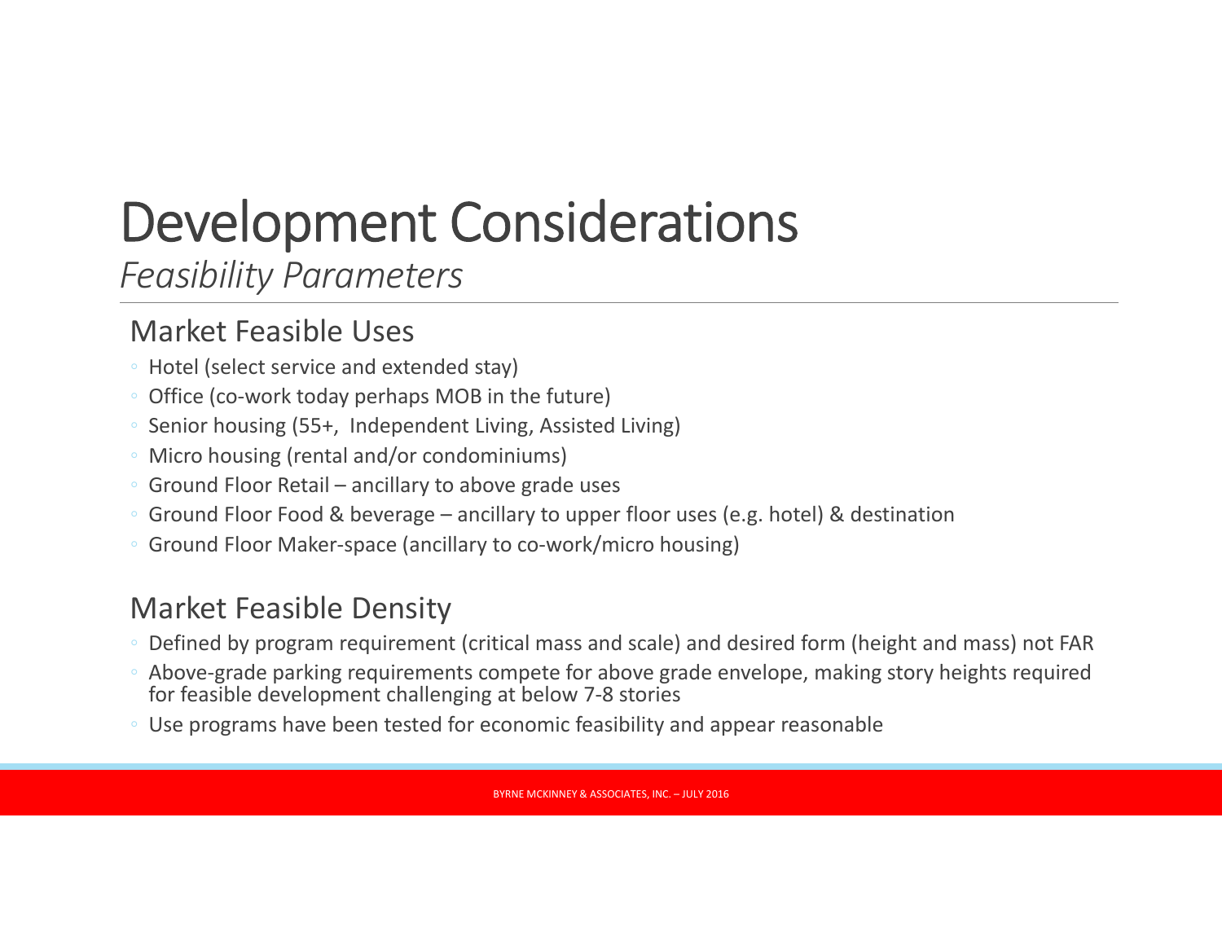# Development Considerations

*Feasibility Parameters*

## Market Feasible Uses

- Hotel (select service and extended stay)
- Office (co-work today perhaps MOB in the future)
- Senior housing (55+, Independent Living, Assisted Living)
- Micro housing (rental and/or condominiums)
- Ground Floor Retail – ancillary to above grade uses
- Ground Floor Food & beverage – ancillary to upper floor uses (e.g. hotel) & destination
- Ground Floor Maker-space (ancillary to co-work/micro housing)

## Market Feasible Density

- Defined by program requirement (critical mass and scale) and desired form (height and mass) not FAR
- Above-grade parking requirements compete for above grade envelope, making story heights required for feasible development challenging at below 7-8 stories
- Use programs have been tested for economic feasibility and appear reasonable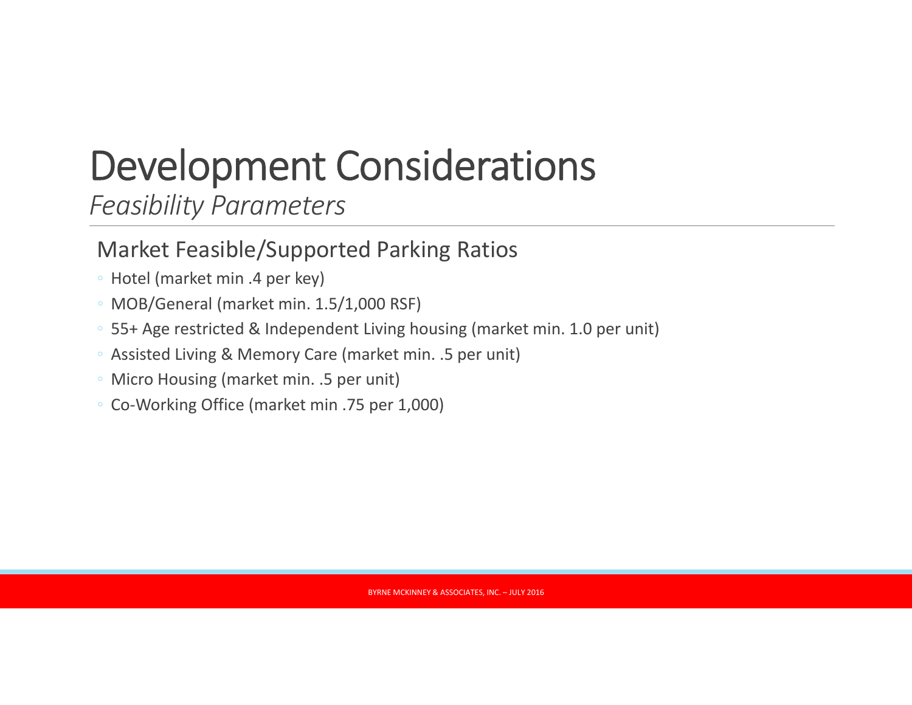# Development Considerations

*Feasibility Parameters*

## Market Feasible/Supported Parking Ratios

- Hotel (market min .4 per key)
- MOB/General (market min. 1.5/1,000 RSF)
- 55+ Age restricted & Independent Living housing (market min. 1.0 per unit)
- Assisted Living & Memory Care (market min. .5 per unit)
- Micro Housing (market min. .5 per unit)
- Co-Working Office (market min .75 per 1,000)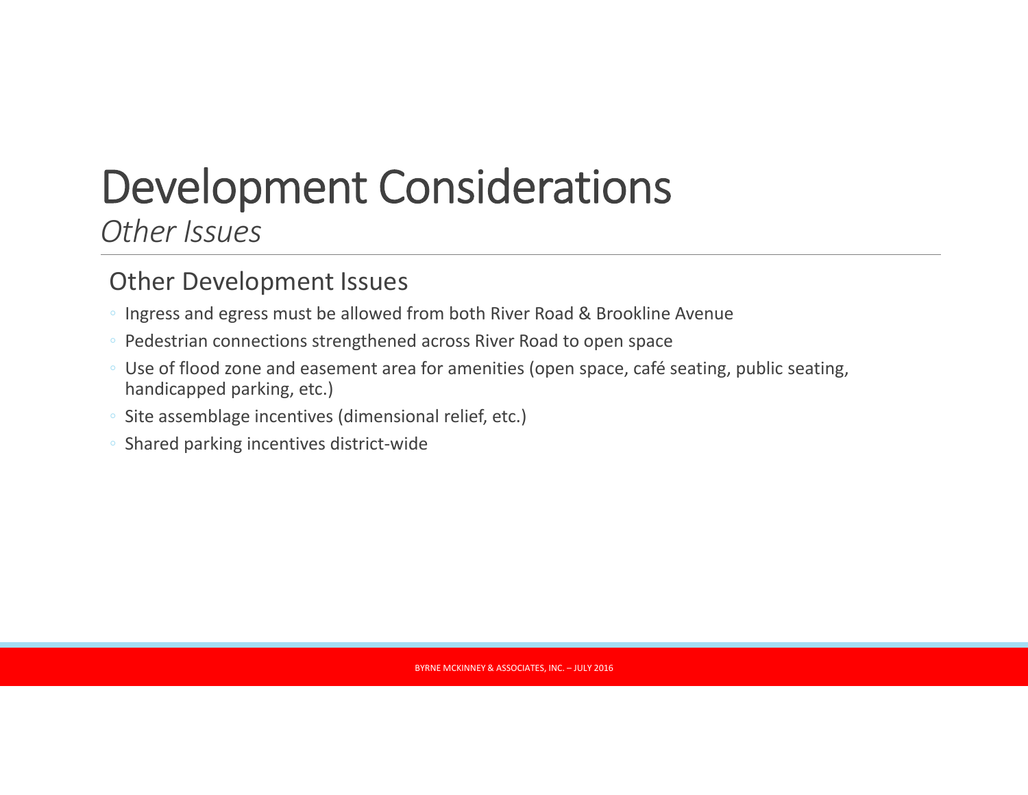# Development Considerations

*Other Issues*

## Other Development Issues

- Ingress and egress must be allowed from both River Road & Brookline Avenue
- Pedestrian connections strengthened across River Road to open space
- Use of flood zone and easement area for amenities (open space, café seating, public seating, handicapped parking, etc.)
- Site assemblage incentives (dimensional relief, etc.)
- Shared parking incentives district-wide